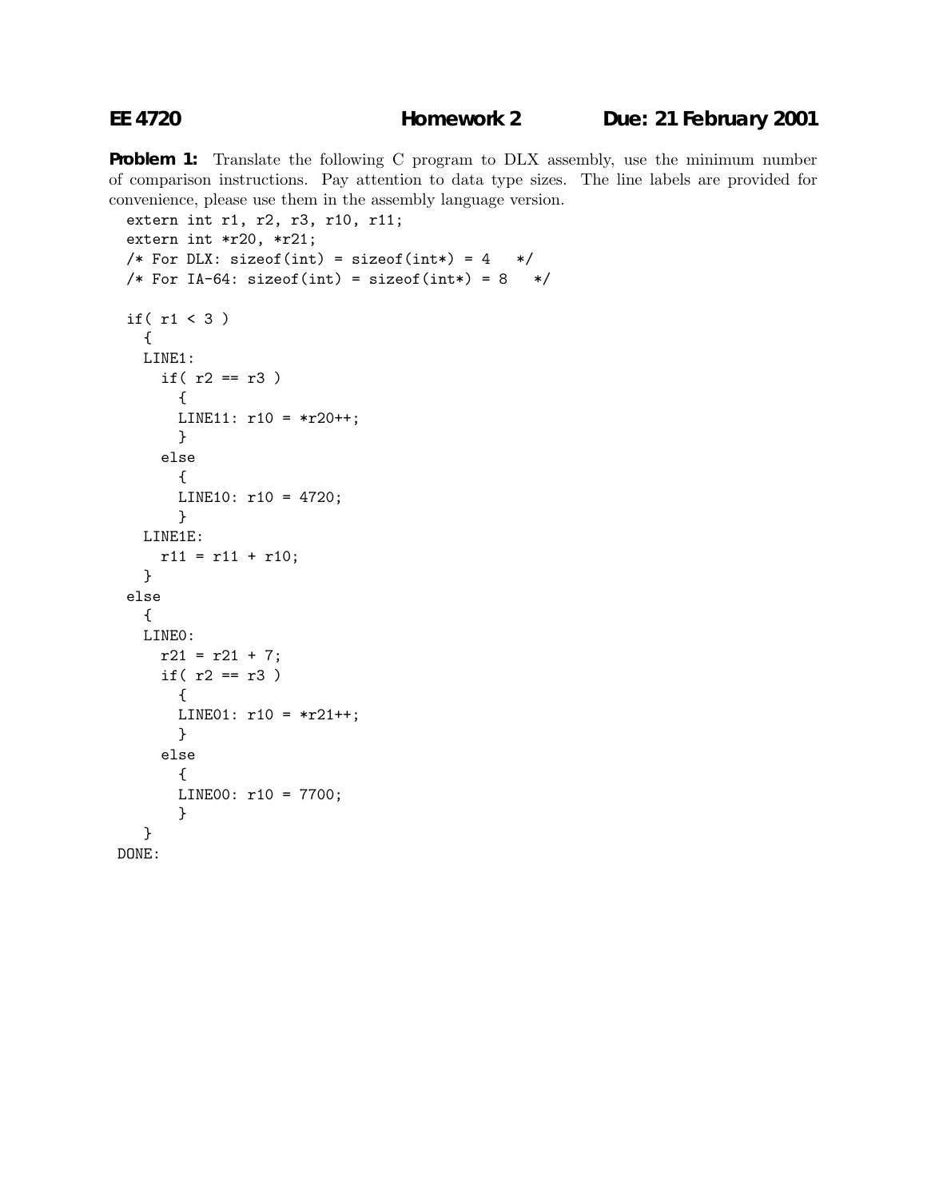**EE 4720** **Homework 2** **Due: 21 February 2001**

**Problem 1:** Translate the following C program to DLX assembly, use the minimum number of comparison instructions. Pay attention to data type sizes. The line labels are provided for convenience, please use them in the assembly language version.

```
extern int r1, r2, r3, r10, r11;
extern int *r20, *r21;
/* For DLX: sizeof(int) = sizeof(int*) = 4   */
/* For IA-64: sizeof(int) = sizeof(int*) = 8   */

if( r1 < 3 )
  {
  LINE1:
    if( r2 == r3 )
      {
      LINE11: r10 = *r20++;
      }
    else
      {
      LINE10: r10 = 4720;
      }
  LINE1E:
    r11 = r11 + r10;
  }
else
  {
  LINE0:
    r21 = r21 + 7;
    if( r2 == r3 )
      {
      LINE01: r10 = *r21++;
      }
    else
      {
      LINE00: r10 = 7700;
      }
  }
DONE:
```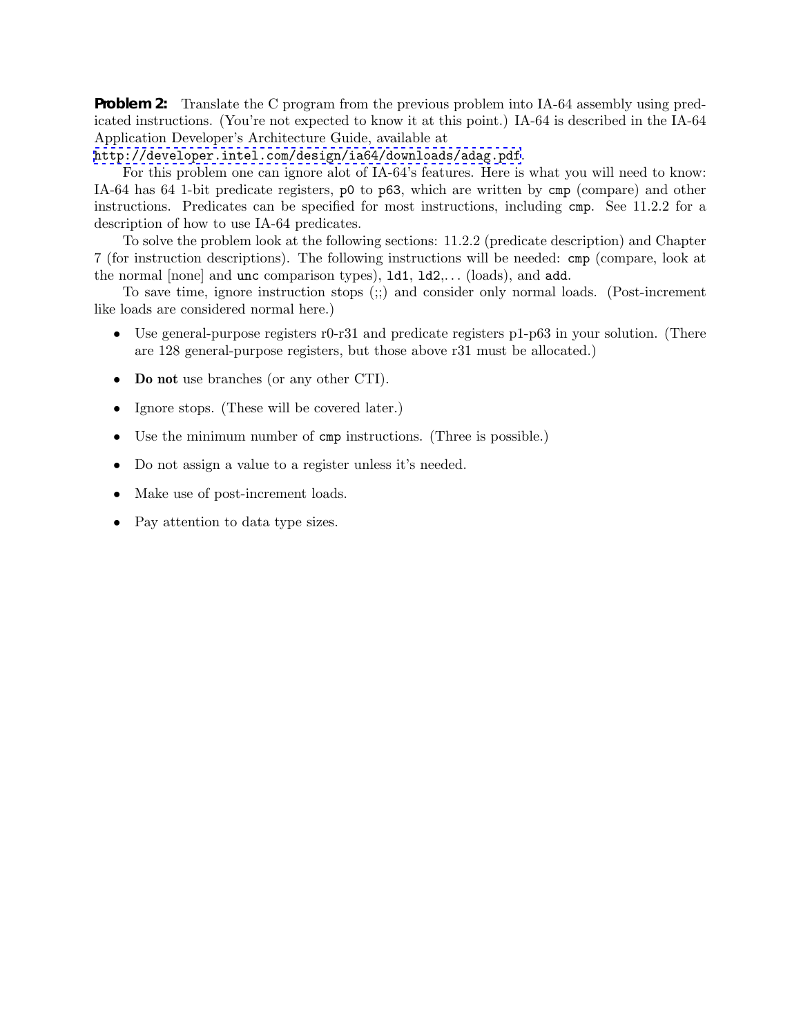**Problem 2:** Translate the C program from the previous problem into IA-64 assembly using predicated instructions. (You're not expected to know it at this point.) IA-64 is described in the IA-64 Application Developer's Architecture Guide, available at http://developer.intel.com/design/ia64/downloads/adag.pdf.

For this problem one can ignore alot of IA-64's features. Here is what you will need to know: IA-64 has 64 1-bit predicate registers, `p0` to `p63`, which are written by `cmp` (compare) and other instructions. Predicates can be specified for most instructions, including `cmp`. See 11.2.2 for a description of how to use IA-64 predicates.

To solve the problem look at the following sections: 11.2.2 (predicate description) and Chapter 7 (for instruction descriptions). The following instructions will be needed: `cmp` (compare, look at the normal [none] and `unc` comparison types), `ld1`, `ld2`,... (loads), and `add`.

To save time, ignore instruction stops (;;) and consider only normal loads. (Post-increment like loads are considered normal here.)

- Use general-purpose registers r0-r31 and predicate registers p1-p63 in your solution. (There are 128 general-purpose registers, but those above r31 must be allocated.)
- **Do not** use branches (or any other CTI).
- Ignore stops. (These will be covered later.)
- Use the minimum number of `cmp` instructions. (Three is possible.)
- Do not assign a value to a register unless it's needed.
- Make use of post-increment loads.
- Pay attention to data type sizes.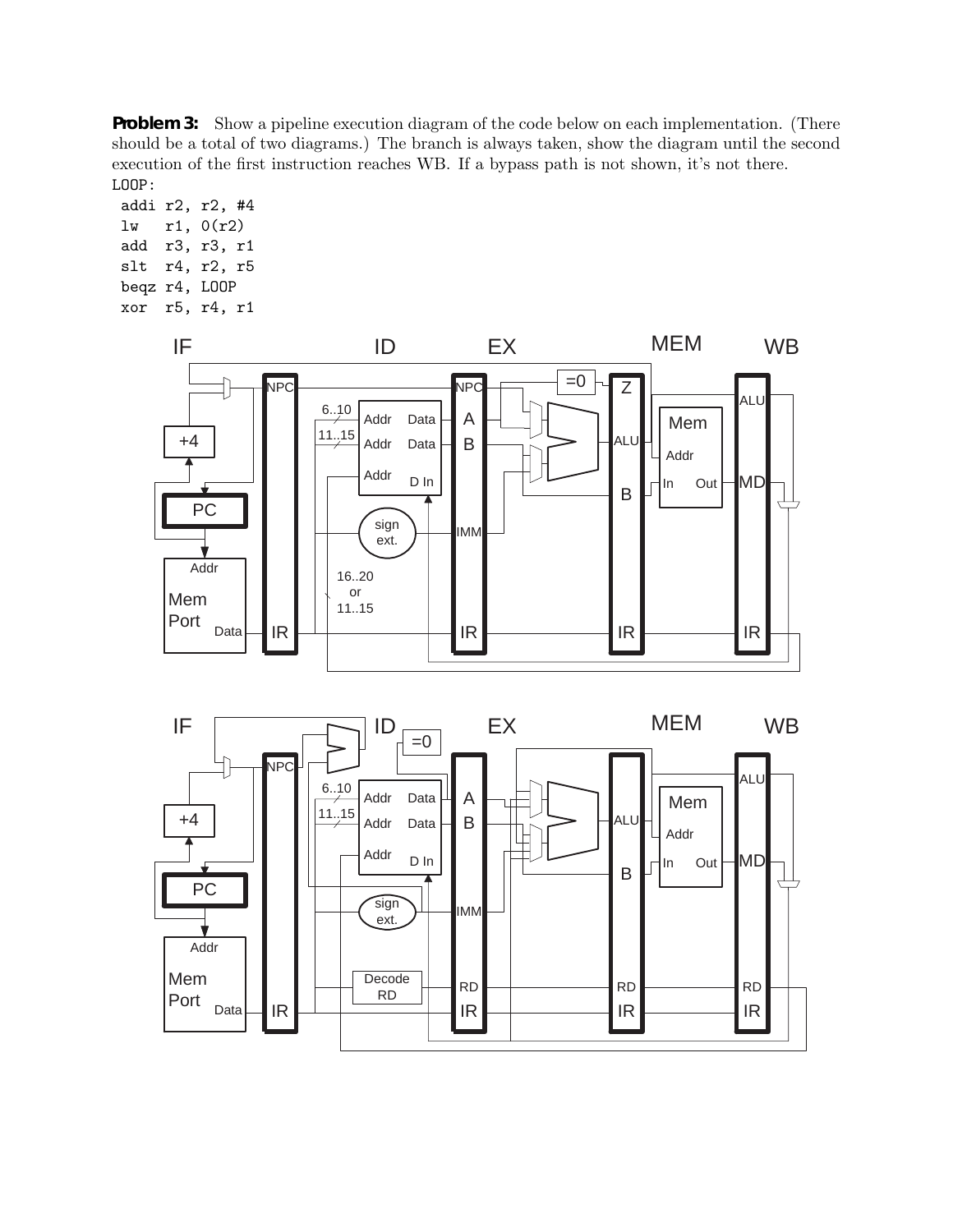**Problem 3:** Show a pipeline execution diagram of the code below on each implementation. (There should be a total of two diagrams.) The branch is always taken, show the diagram until the second execution of the first instruction reaches WB. If a bypass path is not shown, it's not there.

```
LOOP:
 addi r2, r2, #4
 lw   r1, 0(r2)
 add  r3, r3, r1
 slt  r4, r2, r5
 beqz r4, LOOP
 xor  r5, r4, r1
```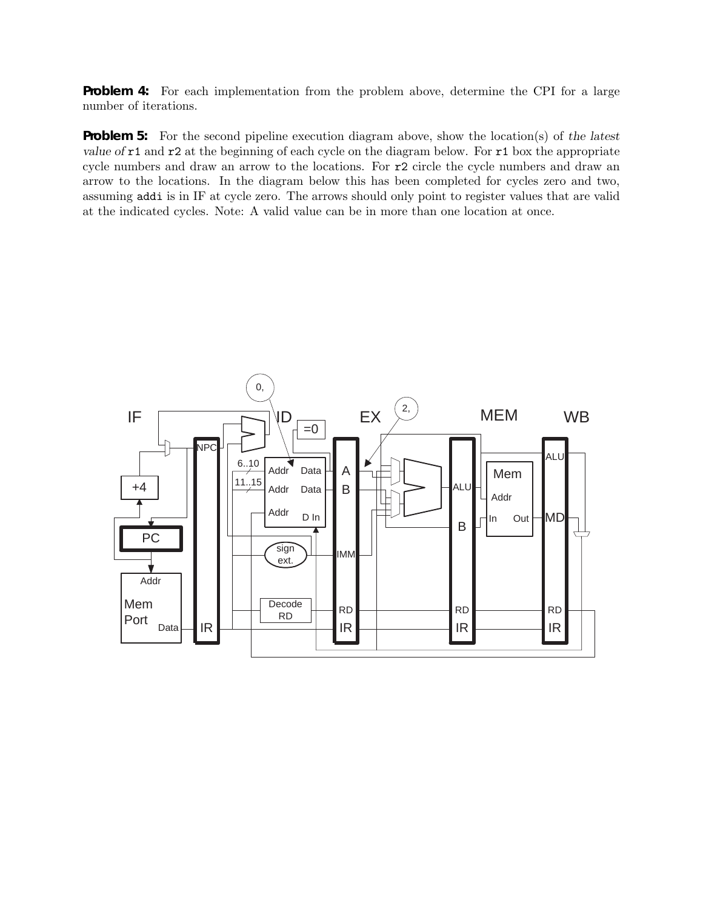**Problem 4:** For each implementation from the problem above, determine the CPI for a large number of iterations.

**Problem 5:** For the second pipeline execution diagram above, show the location(s) of *the latest value of* r1 and r2 at the beginning of each cycle on the diagram below. For r1 box the appropriate cycle numbers and draw an arrow to the locations. For r2 circle the cycle numbers and draw an arrow to the locations. In the diagram below this has been completed for cycles zero and two, assuming addi is in IF at cycle zero. The arrows should only point to register values that are valid at the indicated cycles. Note: A valid value can be in more than one location at once.

0,

2,

IF

ID

EX

MEM

WB

=0

NPC

6..10

11..15

Addr

Data

Addr

Data

Addr

D In

A

B

+4

PC

sign ext.

IMM

ALU

B

Mem

Addr

In

Out

ALU

MD

Addr

Mem Port

Data

IR

Decode RD

RD

IR

RD

IR

RD

IR